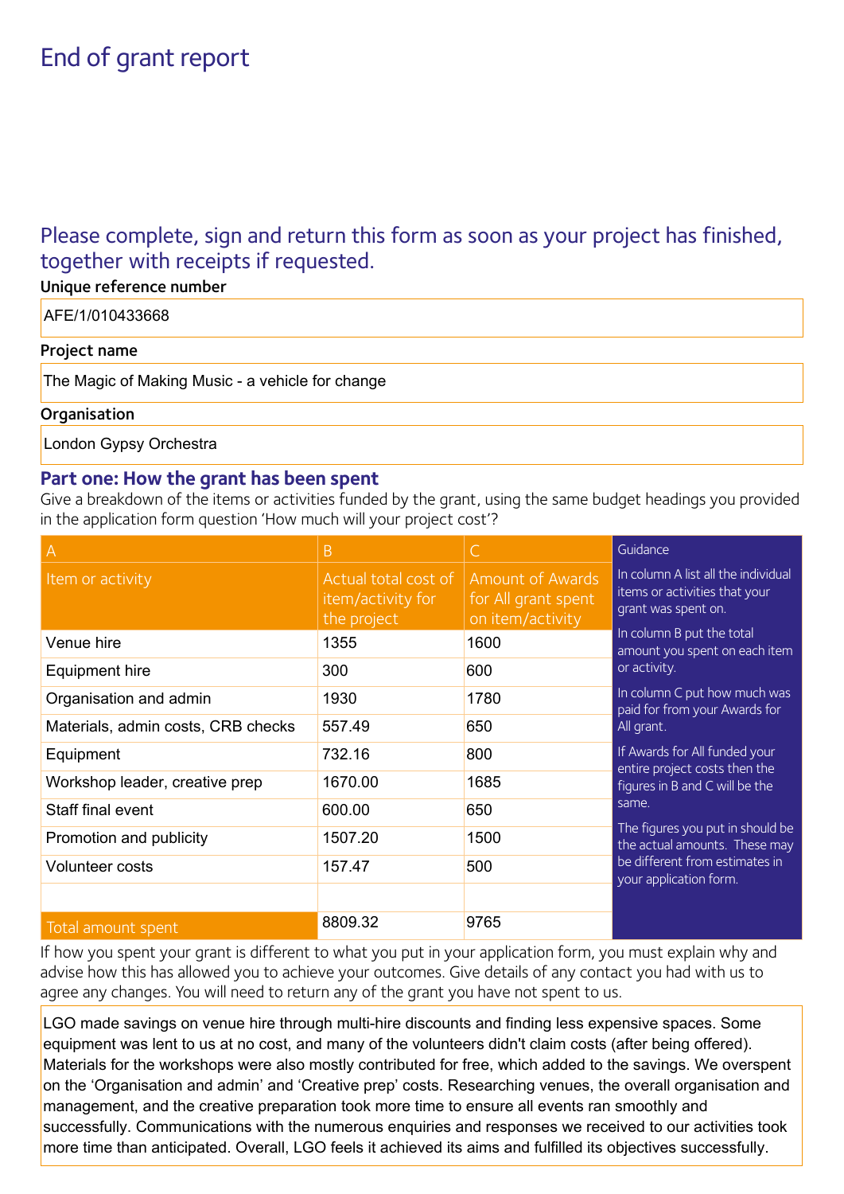# End of grant report

## Please complete, sign and return this form as soon as your project has finished, together with receipts if requested.

**Unique reference number**

AFE/1/010433668

**Project name**

The Magic of Making Music - a vehicle for change

**Organisation**

London Gypsy Orchestra

### Part one: How the grant has been spent

Give a breakdown of the items or activities funded by the grant, using the same budget headings you provided in the application form question 'How much will your project cost'?

| A | B | C |
|---|---|---|
| Item or activity | Actual total cost of item/activity for the project | Amount of Awards for All grant spent on item/activity |
| Venue hire | 1355 | 1600 |
| Equipment hire | 300 | 600 |
| Organisation and admin | 1930 | 1780 |
| Materials, admin costs, CRB checks | 557.49 | 650 |
| Equipment | 732.16 | 800 |
| Workshop leader, creative prep | 1670.00 | 1685 |
| Staff final event | 600.00 | 650 |
| Promotion and publicity | 1507.20 | 1500 |
| Volunteer costs | 157.47 | 500 |
| | | |
| Total amount spent | 8809.32 | 9765 |

Guidance

In column A list all the individual items or activities that your grant was spent on.

In column B put the total amount you spent on each item or activity.

In column C put how much was paid for from your Awards for All grant.

If Awards for All funded your entire project costs then the figures in B and C will be the same.

The figures you put in should be the actual amounts. These may be different from estimates in your application form.

If how you spent your grant is different to what you put in your application form, you must explain why and advise how this has allowed you to achieve your outcomes. Give details of any contact you had with us to agree any changes. You will need to return any of the grant you have not spent to us.

LGO made savings on venue hire through multi-hire discounts and finding less expensive spaces. Some equipment was lent to us at no cost, and many of the volunteers didn't claim costs (after being offered). Materials for the workshops were also mostly contributed for free, which added to the savings. We overspent on the 'Organisation and admin' and 'Creative prep' costs. Researching venues, the overall organisation and management, and the creative preparation took more time to ensure all events ran smoothly and successfully. Communications with the numerous enquiries and responses we received to our activities took more time than anticipated. Overall, LGO feels it achieved its aims and fulfilled its objectives successfully.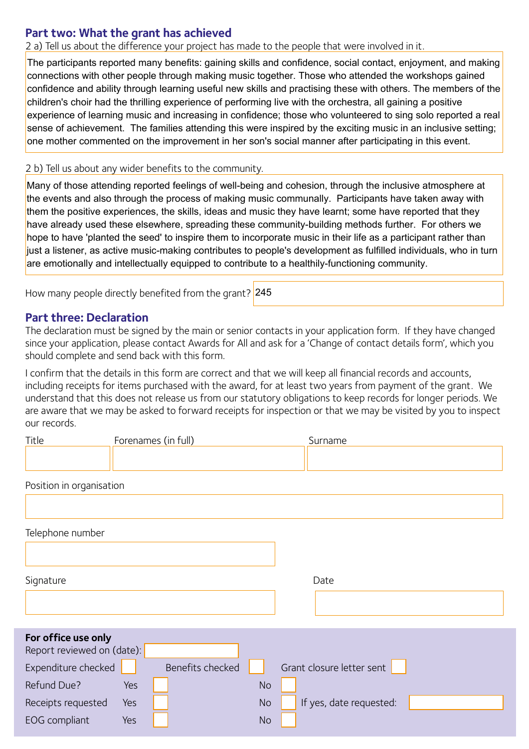## Part two: What the grant has achieved

2 a) Tell us about the difference your project has made to the people that were involved in it.

The participants reported many benefits: gaining skills and confidence, social contact, enjoyment, and making connections with other people through making music together. Those who attended the workshops gained confidence and ability through learning useful new skills and practising these with others. The members of the children's choir had the thrilling experience of performing live with the orchestra, all gaining a positive experience of learning music and increasing in confidence; those who volunteered to sing solo reported a real sense of achievement. The families attending this were inspired by the exciting music in an inclusive setting; one mother commented on the improvement in her son's social manner after participating in this event.

2 b) Tell us about any wider benefits to the community.

Many of those attending reported feelings of well-being and cohesion, through the inclusive atmosphere at the events and also through the process of making music communally. Participants have taken away with them the positive experiences, the skills, ideas and music they have learnt; some have reported that they have already used these elsewhere, spreading these community-building methods further. For others we hope to have 'planted the seed' to inspire them to incorporate music in their life as a participant rather than just a listener, as active music-making contributes to people's development as fulfilled individuals, who in turn are emotionally and intellectually equipped to contribute to a healthily-functioning community.

How many people directly benefited from the grant? 245

## Part three: Declaration

The declaration must be signed by the main or senior contacts in your application form. If they have changed since your application, please contact Awards for All and ask for a 'Change of contact details form', which you should complete and send back with this form.

I confirm that the details in this form are correct and that we will keep all financial records and accounts, including receipts for items purchased with the award, for at least two years from payment of the grant. We understand that this does not release us from our statutory obligations to keep records for longer periods. We are aware that we may be asked to forward receipts for inspection or that we may be visited by you to inspect our records.

Title | Forenames (in full) | Surname

Position in organisation

Telephone number

Signature | Date

**For office use only**

Report reviewed on (date):

Expenditure checked | Benefits checked | Grant closure letter sent

Refund Due? Yes | No

Receipts requested Yes | No | If yes, date requested:

EOG compliant Yes | No